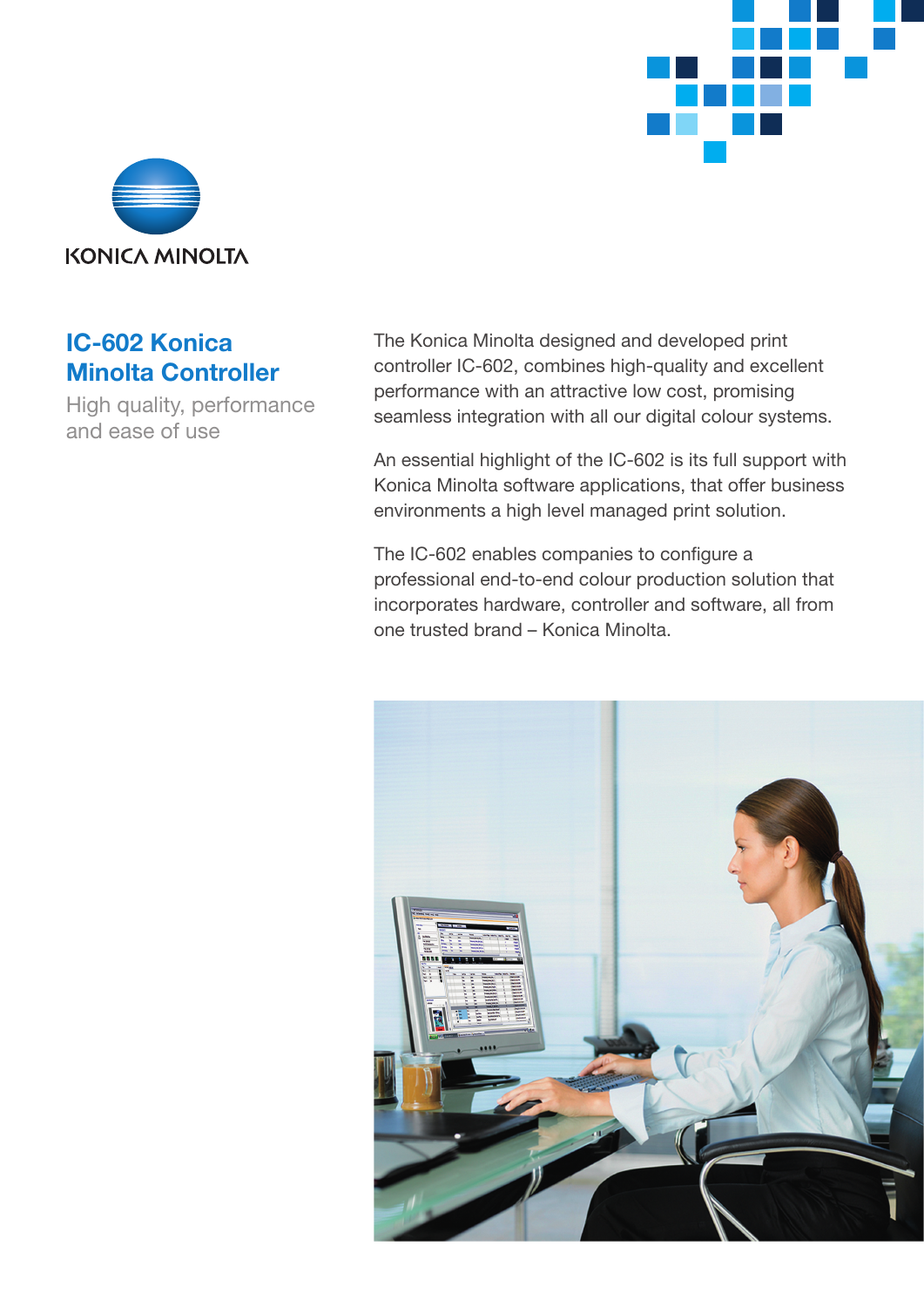KONICA MINOLTA

# IC-602 Konica Minolta Controller

## High quality, performance and ease of use

The Konica Minolta designed and developed print controller IC-602, combines high-quality and excellent performance with an attractive low cost, promising seamless integration with all our digital colour systems.

An essential highlight of the IC-602 is its full support with Konica Minolta software applications, that offer business environments a high level managed print solution.

The IC-602 enables companies to configure a professional end-to-end colour production solution that incorporates hardware, controller and software, all from one trusted brand – Konica Minolta.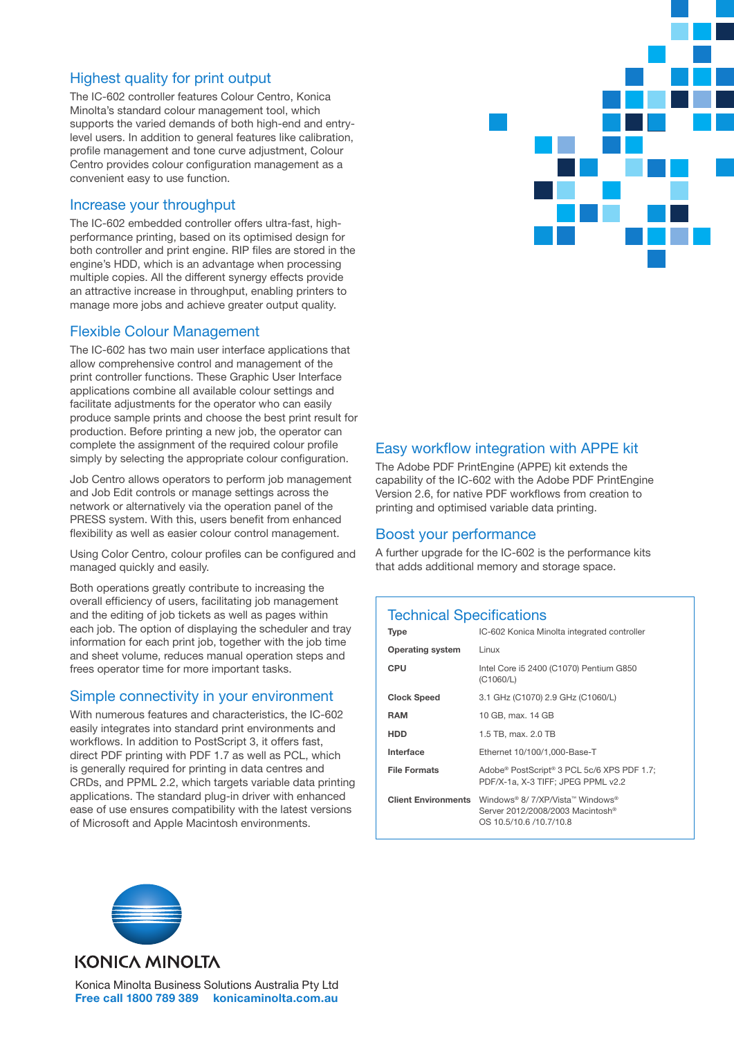## Highest quality for print output

The IC-602 controller features Colour Centro, Konica Minolta's standard colour management tool, which supports the varied demands of both high-end and entry-level users. In addition to general features like calibration, profile management and tone curve adjustment, Colour Centro provides colour configuration management as a convenient easy to use function.

## Increase your throughput

The IC-602 embedded controller offers ultra-fast, high-performance printing, based on its optimised design for both controller and print engine. RIP files are stored in the engine's HDD, which is an advantage when processing multiple copies. All the different synergy effects provide an attractive increase in throughput, enabling printers to manage more jobs and achieve greater output quality.

## Flexible Colour Management

The IC-602 has two main user interface applications that allow comprehensive control and management of the print controller functions. These Graphic User Interface applications combine all available colour settings and facilitate adjustments for the operator who can easily produce sample prints and choose the best print result for production. Before printing a new job, the operator can complete the assignment of the required colour profile simply by selecting the appropriate colour configuration.

Job Centro allows operators to perform job management and Job Edit controls or manage settings across the network or alternatively via the operation panel of the PRESS system. With this, users benefit from enhanced flexibility as well as easier colour control management.

Using Color Centro, colour profiles can be configured and managed quickly and easily.

Both operations greatly contribute to increasing the overall efficiency of users, facilitating job management and the editing of job tickets as well as pages within each job. The option of displaying the scheduler and tray information for each print job, together with the job time and sheet volume, reduces manual operation steps and frees operator time for more important tasks.

## Simple connectivity in your environment

With numerous features and characteristics, the IC-602 easily integrates into standard print environments and workflows. In addition to PostScript 3, it offers fast, direct PDF printing with PDF 1.7 as well as PCL, which is generally required for printing in data centres and CRDs, and PPML 2.2, which targets variable data printing applications. The standard plug-in driver with enhanced ease of use ensures compatibility with the latest versions of Microsoft and Apple Macintosh environments.

## Easy workflow integration with APPE kit

The Adobe PDF PrintEngine (APPE) kit extends the capability of the IC-602 with the Adobe PDF PrintEngine Version 2.6, for native PDF workflows from creation to printing and optimised variable data printing.

## Boost your performance

A further upgrade for the IC-602 is the performance kits that adds additional memory and storage space.

## Technical Specifications

| | |
|---|---|
| **Type** | IC-602 Konica Minolta integrated controller |
| **Operating system** | Linux |
| **CPU** | Intel Core i5 2400 (C1070) Pentium G850 (C1060/L) |
| **Clock Speed** | 3.1 GHz (C1070) 2.9 GHz (C1060/L) |
| **RAM** | 10 GB, max. 14 GB |
| **HDD** | 1.5 TB, max. 2.0 TB |
| **Interface** | Ethernet 10/100/1,000-Base-T |
| **File Formats** | Adobe® PostScript® 3 PCL 5c/6 XPS PDF 1.7; PDF/X-1a, X-3 TIFF; JPEG PPML v2.2 |
| **Client Environments** | Windows® 8/ 7/XP/Vista™ Windows® Server 2012/2008/2003 Macintosh® OS 10.5/10.6 /10.7/10.8 |

KONICA MINOLTA

Konica Minolta Business Solutions Australia Pty Ltd
**Free call 1800 789 389** **konicaminolta.com.au**